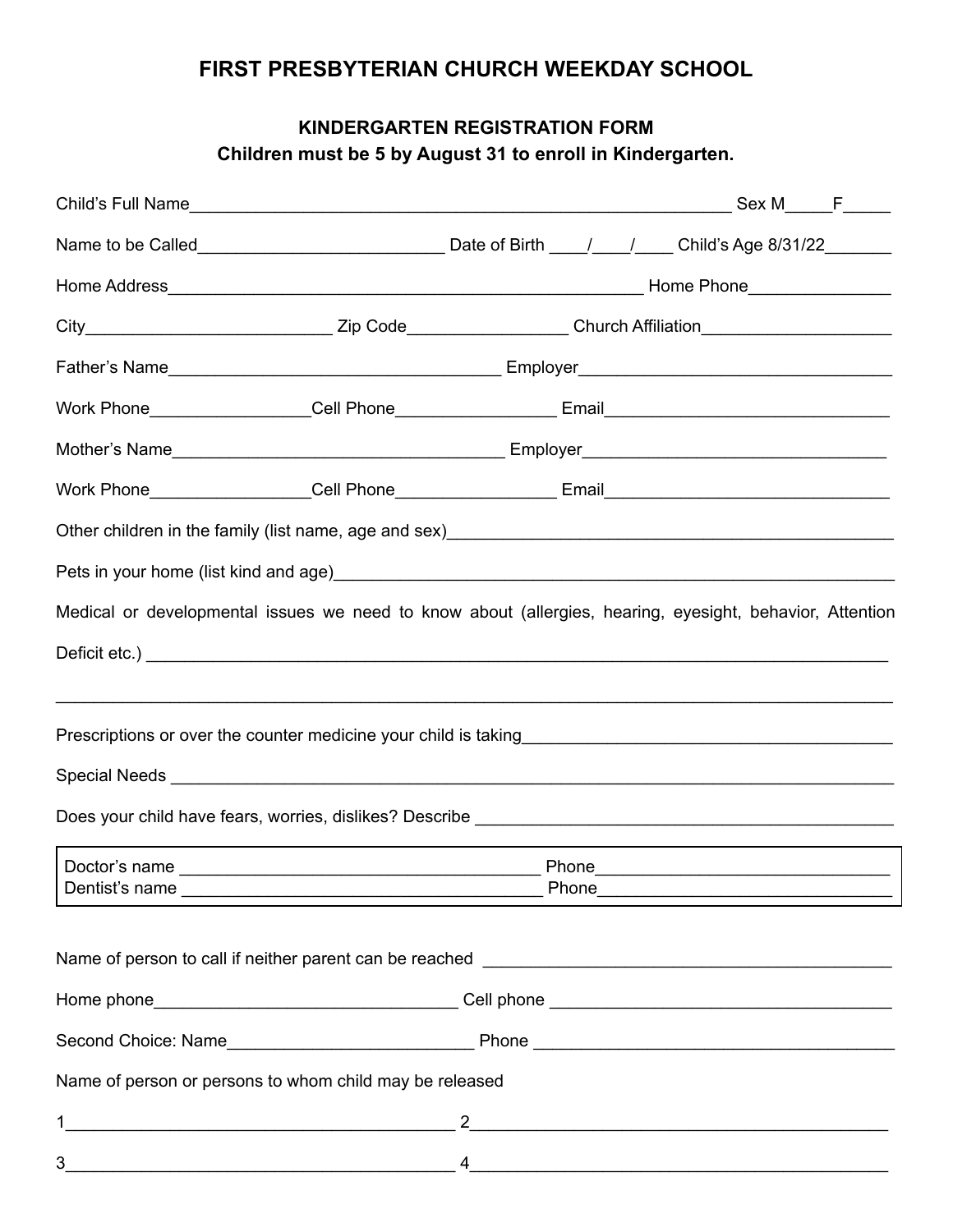# FIRST PRESBYTERIAN CHURCH WEEKDAY SCHOOL

## KINDERGARTEN REGISTRATION FORM

**Children must be 5 by August 31 to enroll in Kindergarten.**

Child's Full Name_________________________________________________________ Sex M_____F_____

Name to be Called__________________________ Date of Birth ____/____/____ Child's Age 8/31/22_______

Home Address____________________________________________________ Home Phone_______________

City_________________________ Zip Code_________________ Church Affiliation___________________

Father's Name___________________________________ Employer_________________________________

Work Phone_________________Cell Phone_________________ Email______________________________

Mother's Name___________________________________ Employer________________________________

Work Phone_________________Cell Phone_________________ Email______________________________

Other children in the family (list name, age and sex)_____________________________________________

Pets in your home (list kind and age)_________________________________________________________

Medical or developmental issues we need to know about (allergies, hearing, eyesight, behavior, Attention Deficit etc.) _________________________________________________________________________

___________________________________________________________________________________

Prescriptions or over the counter medicine your child is taking_______________________________________

Special Needs _________________________________________________________________________

Does your child have fears, worries, dislikes? Describe ____________________________________________

Doctor's name _______________________________________ Phone_______________________________
Dentist's name _______________________________________ Phone_______________________________

Name of person to call if neither parent can be reached ___________________________________________

Home phone________________________________ Cell phone ____________________________________

Second Choice: Name__________________________ Phone ______________________________________

Name of person or persons to whom child may be released

1_________________________________________ 2____________________________________________

3_________________________________________ 4____________________________________________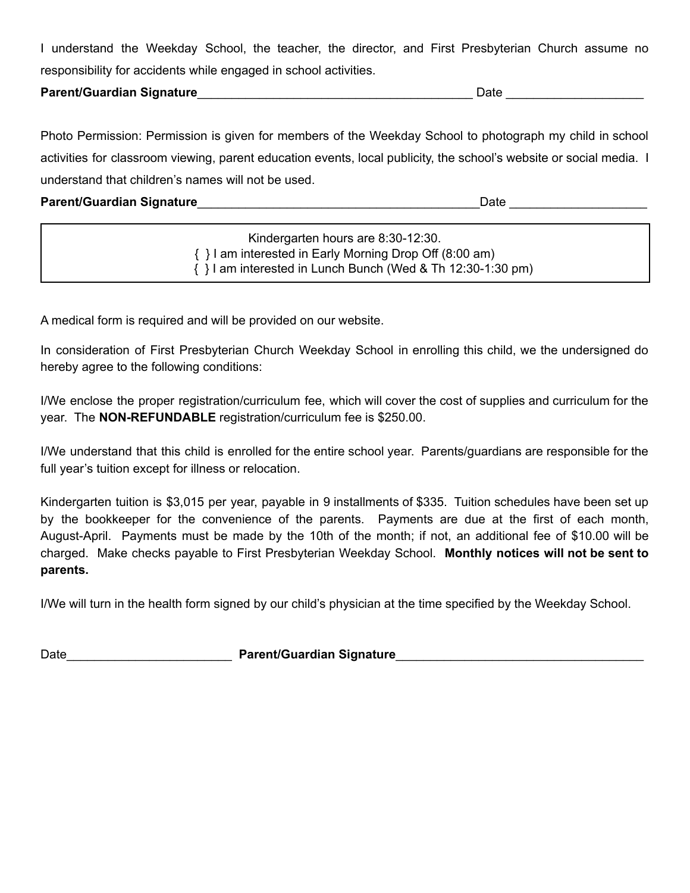I understand the Weekday School, the teacher, the director, and First Presbyterian Church assume no responsibility for accidents while engaged in school activities.

**Parent/Guardian Signature**_________________________________________ Date ___________________

Photo Permission: Permission is given for members of the Weekday School to photograph my child in school activities for classroom viewing, parent education events, local publicity, the school's website or social media. I understand that children's names will not be used.

**Parent/Guardian Signature**__________________________________________Date ___________________

Kindergarten hours are 8:30-12:30.

{ } I am interested in Early Morning Drop Off (8:00 am)

{ } I am interested in Lunch Bunch (Wed & Th 12:30-1:30 pm)

A medical form is required and will be provided on our website.

In consideration of First Presbyterian Church Weekday School in enrolling this child, we the undersigned do hereby agree to the following conditions:

I/We enclose the proper registration/curriculum fee, which will cover the cost of supplies and curriculum for the year. The **NON-REFUNDABLE** registration/curriculum fee is $250.00.

I/We understand that this child is enrolled for the entire school year. Parents/guardians are responsible for the full year's tuition except for illness or relocation.

Kindergarten tuition is $3,015 per year, payable in 9 installments of $335. Tuition schedules have been set up by the bookkeeper for the convenience of the parents. Payments are due at the first of each month, August-April. Payments must be made by the 10th of the month; if not, an additional fee of $10.00 will be charged. Make checks payable to First Presbyterian Weekday School. **Monthly notices will not be sent to parents.**

I/We will turn in the health form signed by our child's physician at the time specified by the Weekday School.

Date________________________ **Parent/Guardian Signature**_____________________________________